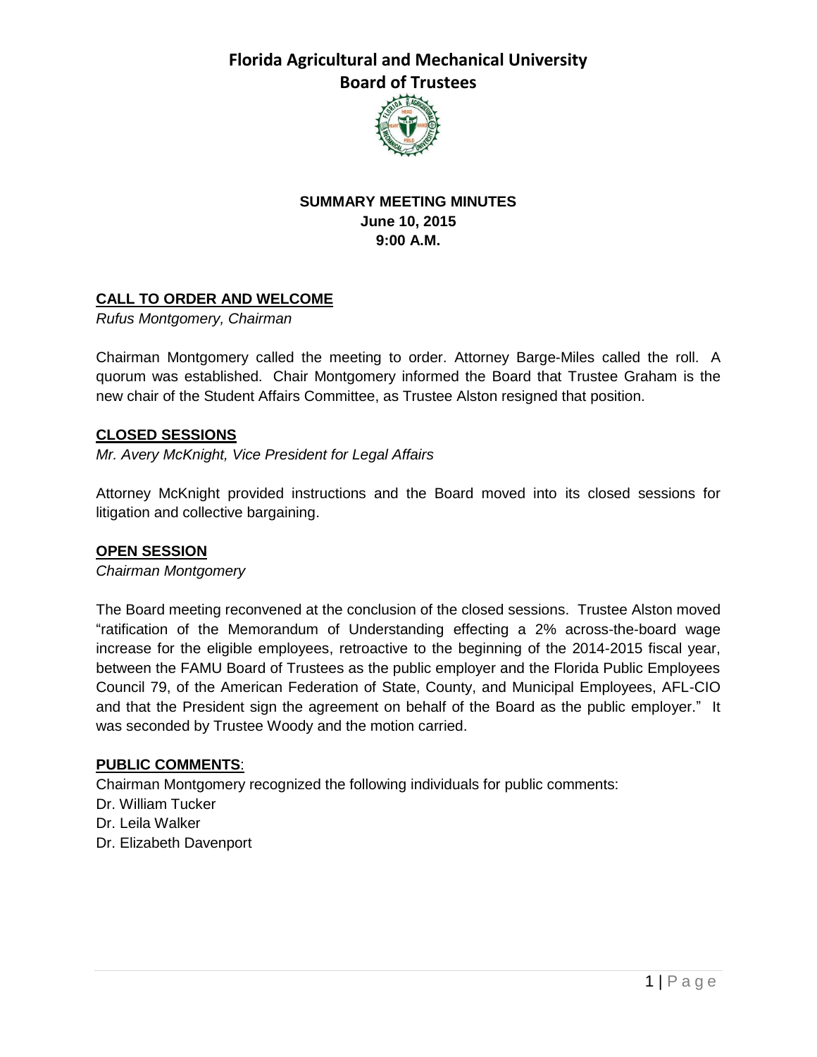# Florida Agricultural and Mechanical University
## Board of Trustees

**SUMMARY MEETING MINUTES**
**June 10, 2015**
**9:00 A.M.**

**CALL TO ORDER AND WELCOME**

*Rufus Montgomery, Chairman*

Chairman Montgomery called the meeting to order. Attorney Barge-Miles called the roll. A quorum was established. Chair Montgomery informed the Board that Trustee Graham is the new chair of the Student Affairs Committee, as Trustee Alston resigned that position.

**CLOSED SESSIONS**

*Mr. Avery McKnight, Vice President for Legal Affairs*

Attorney McKnight provided instructions and the Board moved into its closed sessions for litigation and collective bargaining.

**OPEN SESSION**

*Chairman Montgomery*

The Board meeting reconvened at the conclusion of the closed sessions. Trustee Alston moved "ratification of the Memorandum of Understanding effecting a 2% across-the-board wage increase for the eligible employees, retroactive to the beginning of the 2014-2015 fiscal year, between the FAMU Board of Trustees as the public employer and the Florida Public Employees Council 79, of the American Federation of State, County, and Municipal Employees, AFL-CIO and that the President sign the agreement on behalf of the Board as the public employer." It was seconded by Trustee Woody and the motion carried.

**PUBLIC COMMENTS**:

Chairman Montgomery recognized the following individuals for public comments:

Dr. William Tucker
Dr. Leila Walker
Dr. Elizabeth Davenport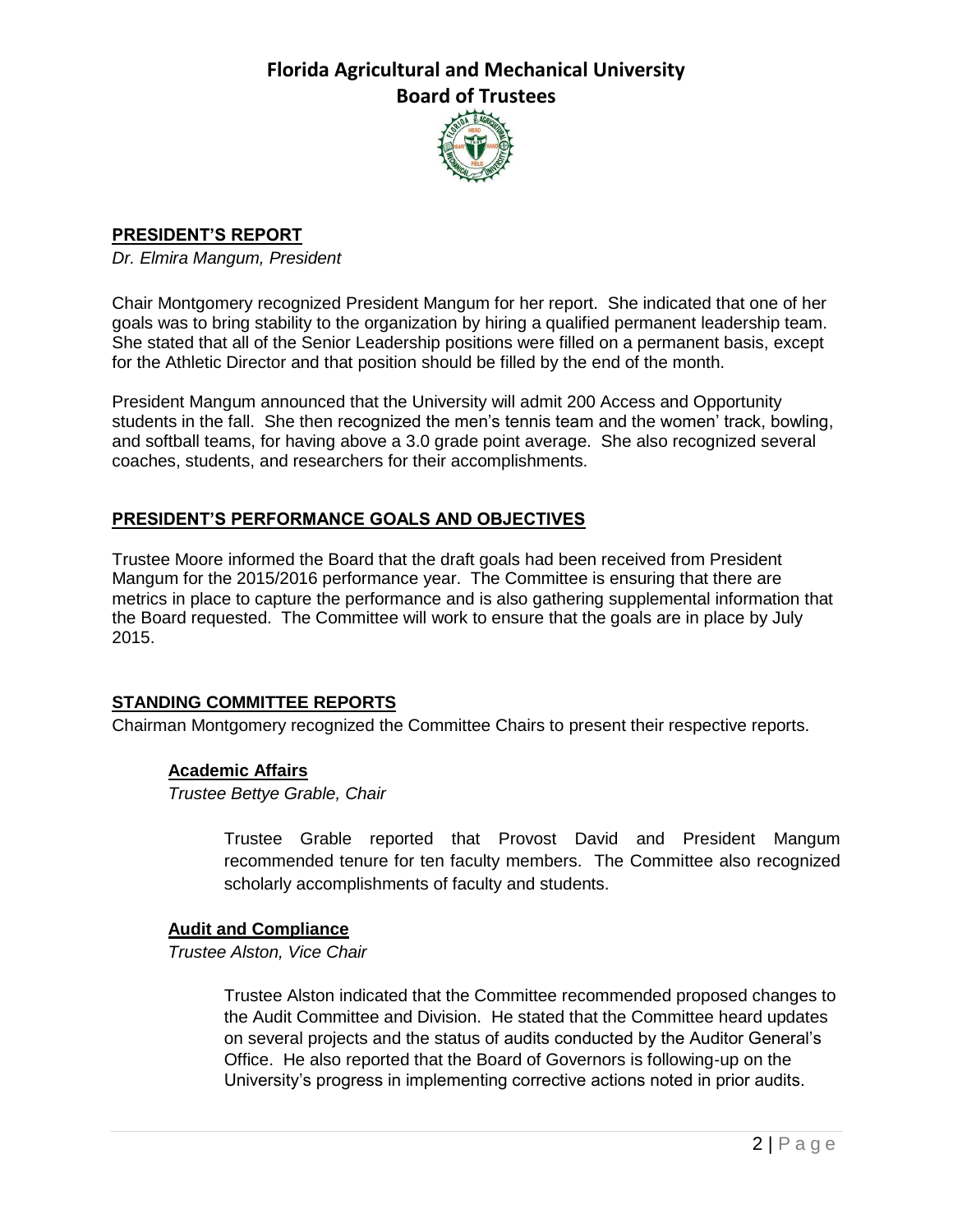## PRESIDENT'S REPORT

*Dr. Elmira Mangum, President*

Chair Montgomery recognized President Mangum for her report. She indicated that one of her goals was to bring stability to the organization by hiring a qualified permanent leadership team. She stated that all of the Senior Leadership positions were filled on a permanent basis, except for the Athletic Director and that position should be filled by the end of the month.

President Mangum announced that the University will admit 200 Access and Opportunity students in the fall. She then recognized the men's tennis team and the women' track, bowling, and softball teams, for having above a 3.0 grade point average. She also recognized several coaches, students, and researchers for their accomplishments.

## PRESIDENT'S PERFORMANCE GOALS AND OBJECTIVES

Trustee Moore informed the Board that the draft goals had been received from President Mangum for the 2015/2016 performance year. The Committee is ensuring that there are metrics in place to capture the performance and is also gathering supplemental information that the Board requested. The Committee will work to ensure that the goals are in place by July 2015.

## STANDING COMMITTEE REPORTS

Chairman Montgomery recognized the Committee Chairs to present their respective reports.

### Academic Affairs

*Trustee Bettye Grable, Chair*

Trustee Grable reported that Provost David and President Mangum recommended tenure for ten faculty members. The Committee also recognized scholarly accomplishments of faculty and students.

### Audit and Compliance

*Trustee Alston, Vice Chair*

Trustee Alston indicated that the Committee recommended proposed changes to the Audit Committee and Division. He stated that the Committee heard updates on several projects and the status of audits conducted by the Auditor General's Office. He also reported that the Board of Governors is following-up on the University's progress in implementing corrective actions noted in prior audits.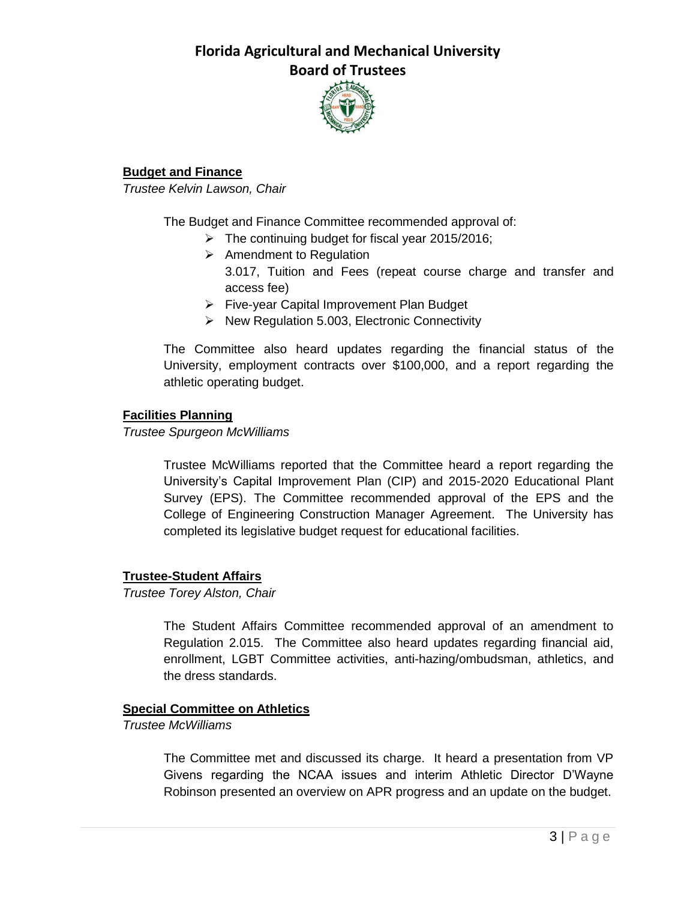# Florida Agricultural and Mechanical University Board of Trustees

**Budget and Finance**

*Trustee Kelvin Lawson, Chair*

The Budget and Finance Committee recommended approval of:

- The continuing budget for fiscal year 2015/2016;
- Amendment to Regulation 3.017, Tuition and Fees (repeat course charge and transfer and access fee)
- Five-year Capital Improvement Plan Budget
- New Regulation 5.003, Electronic Connectivity

The Committee also heard updates regarding the financial status of the University, employment contracts over $100,000, and a report regarding the athletic operating budget.

**Facilities Planning**

*Trustee Spurgeon McWilliams*

Trustee McWilliams reported that the Committee heard a report regarding the University's Capital Improvement Plan (CIP) and 2015-2020 Educational Plant Survey (EPS). The Committee recommended approval of the EPS and the College of Engineering Construction Manager Agreement. The University has completed its legislative budget request for educational facilities.

**Trustee-Student Affairs**

*Trustee Torey Alston, Chair*

The Student Affairs Committee recommended approval of an amendment to Regulation 2.015. The Committee also heard updates regarding financial aid, enrollment, LGBT Committee activities, anti-hazing/ombudsman, athletics, and the dress standards.

**Special Committee on Athletics**

*Trustee McWilliams*

The Committee met and discussed its charge. It heard a presentation from VP Givens regarding the NCAA issues and interim Athletic Director D'Wayne Robinson presented an overview on APR progress and an update on the budget.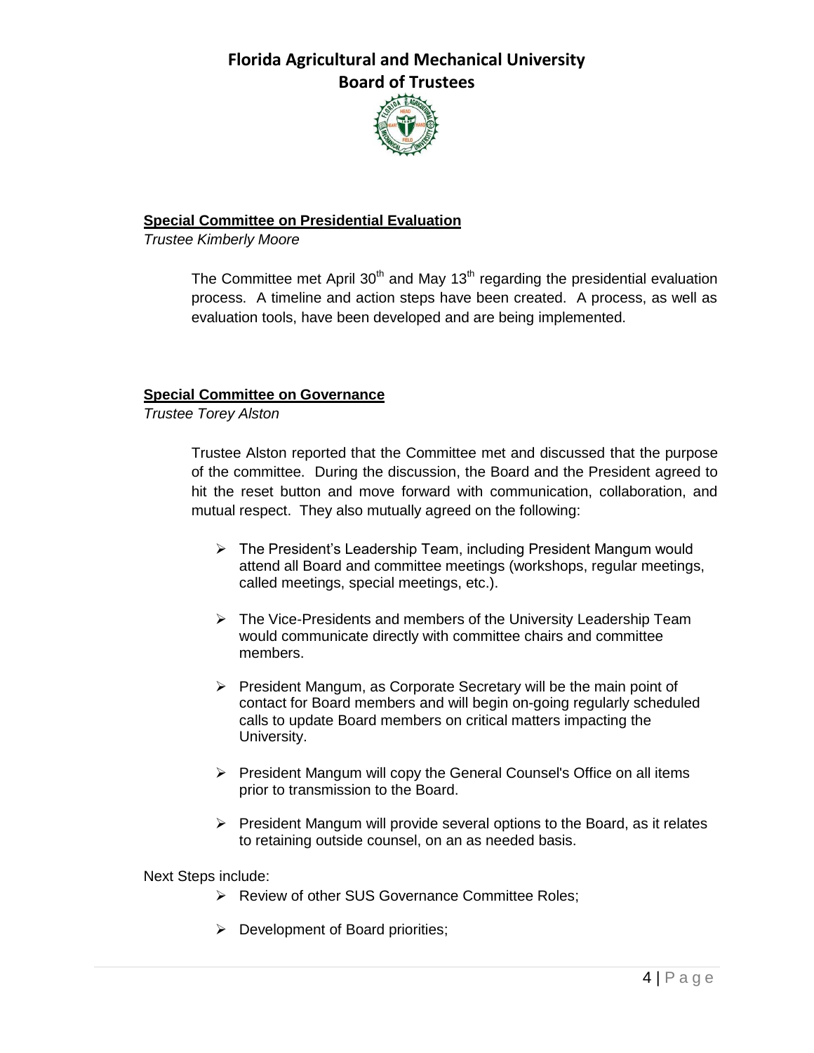**Special Committee on Presidential Evaluation**

*Trustee Kimberly Moore*

The Committee met April 30th and May 13th regarding the presidential evaluation process. A timeline and action steps have been created. A process, as well as evaluation tools, have been developed and are being implemented.

**Special Committee on Governance**

*Trustee Torey Alston*

Trustee Alston reported that the Committee met and discussed that the purpose of the committee. During the discussion, the Board and the President agreed to hit the reset button and move forward with communication, collaboration, and mutual respect. They also mutually agreed on the following:

- The President's Leadership Team, including President Mangum would attend all Board and committee meetings (workshops, regular meetings, called meetings, special meetings, etc.).
- The Vice-Presidents and members of the University Leadership Team would communicate directly with committee chairs and committee members.
- President Mangum, as Corporate Secretary will be the main point of contact for Board members and will begin on-going regularly scheduled calls to update Board members on critical matters impacting the University.
- President Mangum will copy the General Counsel's Office on all items prior to transmission to the Board.
- President Mangum will provide several options to the Board, as it relates to retaining outside counsel, on an as needed basis.

Next Steps include:

- Review of other SUS Governance Committee Roles;
- Development of Board priorities;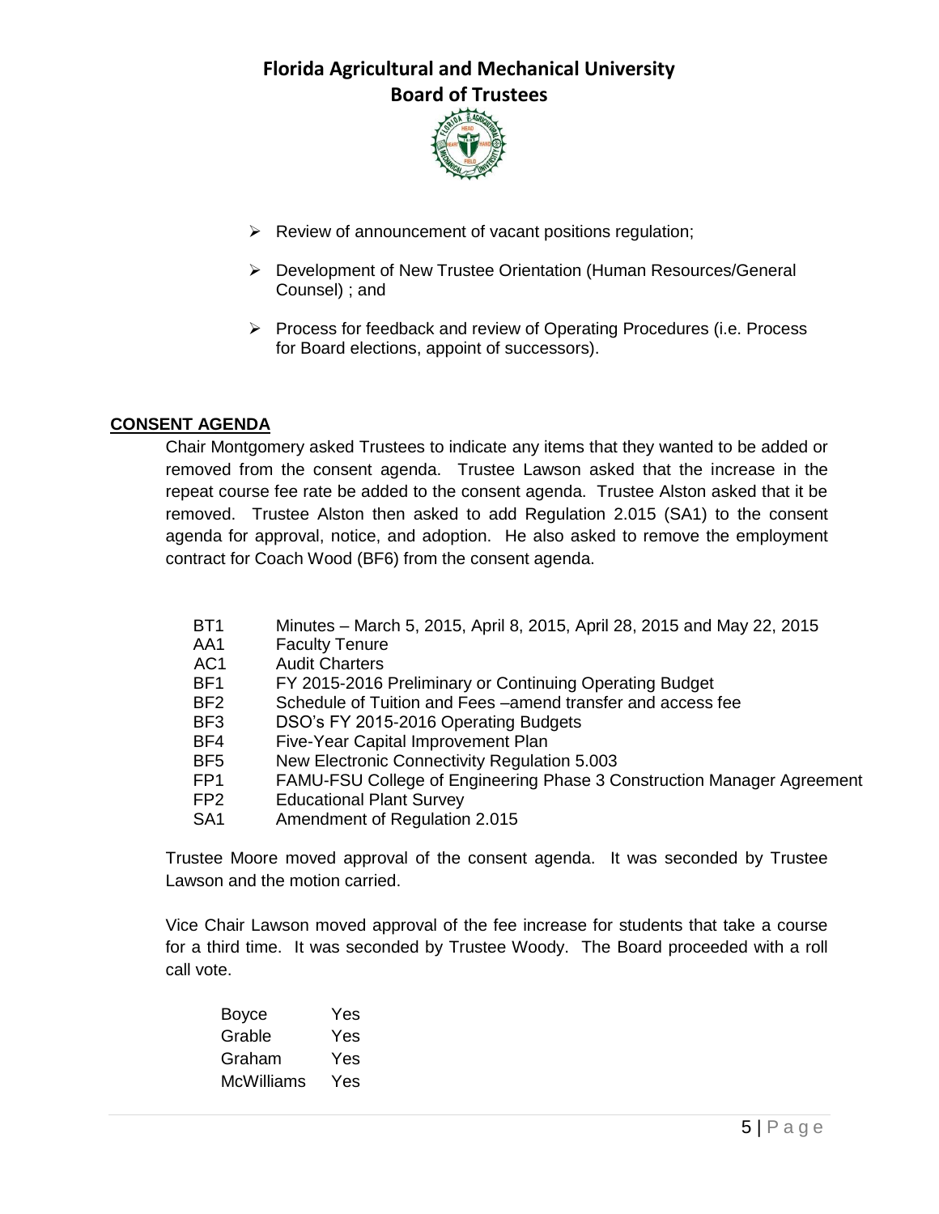- Review of announcement of vacant positions regulation;
- Development of New Trustee Orientation (Human Resources/General Counsel) ; and
- Process for feedback and review of Operating Procedures (i.e. Process for Board elections, appoint of successors).

**CONSENT AGENDA**

Chair Montgomery asked Trustees to indicate any items that they wanted to be added or removed from the consent agenda. Trustee Lawson asked that the increase in the repeat course fee rate be added to the consent agenda. Trustee Alston asked that it be removed. Trustee Alston then asked to add Regulation 2.015 (SA1) to the consent agenda for approval, notice, and adoption. He also asked to remove the employment contract for Coach Wood (BF6) from the consent agenda.

| | |
|---|---|
| BT1 | Minutes – March 5, 2015, April 8, 2015, April 28, 2015 and May 22, 2015 |
| AA1 | Faculty Tenure |
| AC1 | Audit Charters |
| BF1 | FY 2015-2016 Preliminary or Continuing Operating Budget |
| BF2 | Schedule of Tuition and Fees –amend transfer and access fee |
| BF3 | DSO's FY 2015-2016 Operating Budgets |
| BF4 | Five-Year Capital Improvement Plan |
| BF5 | New Electronic Connectivity Regulation 5.003 |
| FP1 | FAMU-FSU College of Engineering Phase 3 Construction Manager Agreement |
| FP2 | Educational Plant Survey |
| SA1 | Amendment of Regulation 2.015 |

Trustee Moore moved approval of the consent agenda. It was seconded by Trustee Lawson and the motion carried.

Vice Chair Lawson moved approval of the fee increase for students that take a course for a third time. It was seconded by Trustee Woody. The Board proceeded with a roll call vote.

| | |
|---|---|
| Boyce | Yes |
| Grable | Yes |
| Graham | Yes |
| McWilliams | Yes |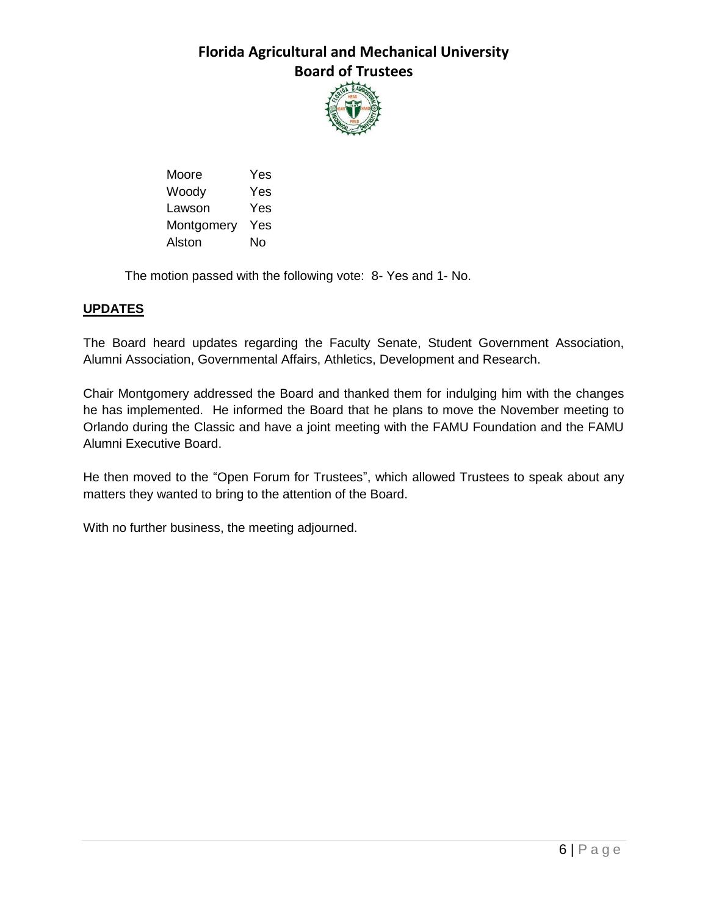| | |
|---|---|
| Moore | Yes |
| Woody | Yes |
| Lawson | Yes |
| Montgomery | Yes |
| Alston | No |

The motion passed with the following vote: 8- Yes and 1- No.

**UPDATES**

The Board heard updates regarding the Faculty Senate, Student Government Association, Alumni Association, Governmental Affairs, Athletics, Development and Research.

Chair Montgomery addressed the Board and thanked them for indulging him with the changes he has implemented. He informed the Board that he plans to move the November meeting to Orlando during the Classic and have a joint meeting with the FAMU Foundation and the FAMU Alumni Executive Board.

He then moved to the "Open Forum for Trustees", which allowed Trustees to speak about any matters they wanted to bring to the attention of the Board.

With no further business, the meeting adjourned.